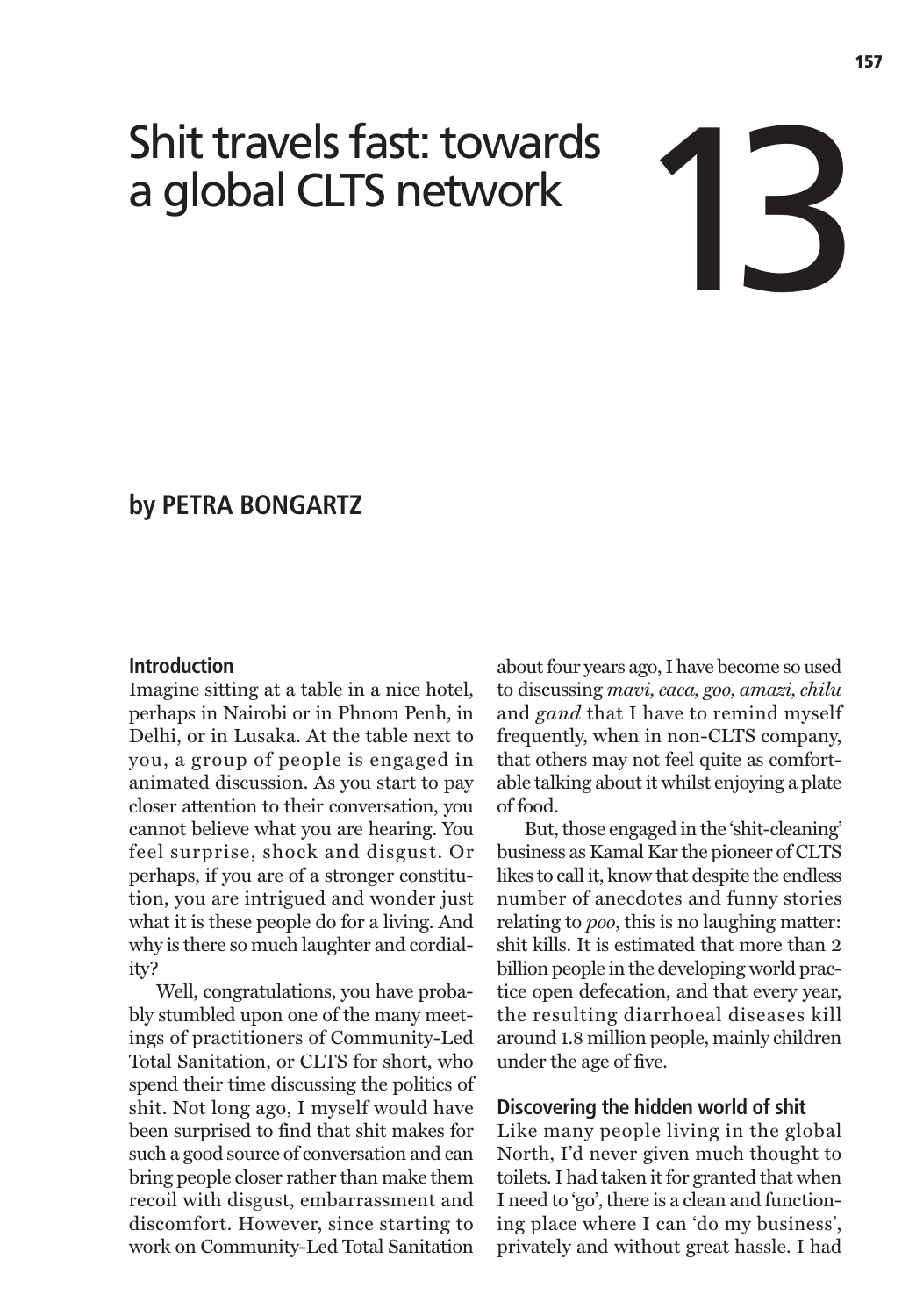# 13 Shit travels fast: towards a global CLTS network

**by PETRA BONGARTZ**

## Introduction

Imagine sitting at a table in a nice hotel, perhaps in Nairobi or in Phnom Penh, in Delhi, or in Lusaka. At the table next to you, a group of people is engaged in animated discussion. As you start to pay closer attention to their conversation, you cannot believe what you are hearing. You feel surprise, shock and disgust. Or perhaps, if you are of a stronger constitution, you are intrigued and wonder just what it is these people do for a living. And why is there so much laughter and cordiality?

Well, congratulations, you have probably stumbled upon one of the many meetings of practitioners of Community-Led Total Sanitation, or CLTS for short, who spend their time discussing the politics of shit. Not long ago, I myself would have been surprised to find that shit makes for such a good source of conversation and can bring people closer rather than make them recoil with disgust, embarrassment and discomfort. However, since starting to work on Community-Led Total Sanitation about four years ago, I have become so used to discussing *mavi, caca, goo, amazi, chilu* and *gand* that I have to remind myself frequently, when in non-CLTS company, that others may not feel quite as comfortable talking about it whilst enjoying a plate of food.

But, those engaged in the 'shit-cleaning' business as Kamal Kar the pioneer of CLTS likes to call it, know that despite the endless number of anecdotes and funny stories relating to *poo*, this is no laughing matter: shit kills. It is estimated that more than 2 billion people in the developing world practice open defecation, and that every year, the resulting diarrhoeal diseases kill around 1.8 million people, mainly children under the age of five.

## Discovering the hidden world of shit

Like many people living in the global North, I'd never given much thought to toilets. I had taken it for granted that when I need to 'go', there is a clean and functioning place where I can 'do my business', privately and without great hassle. I had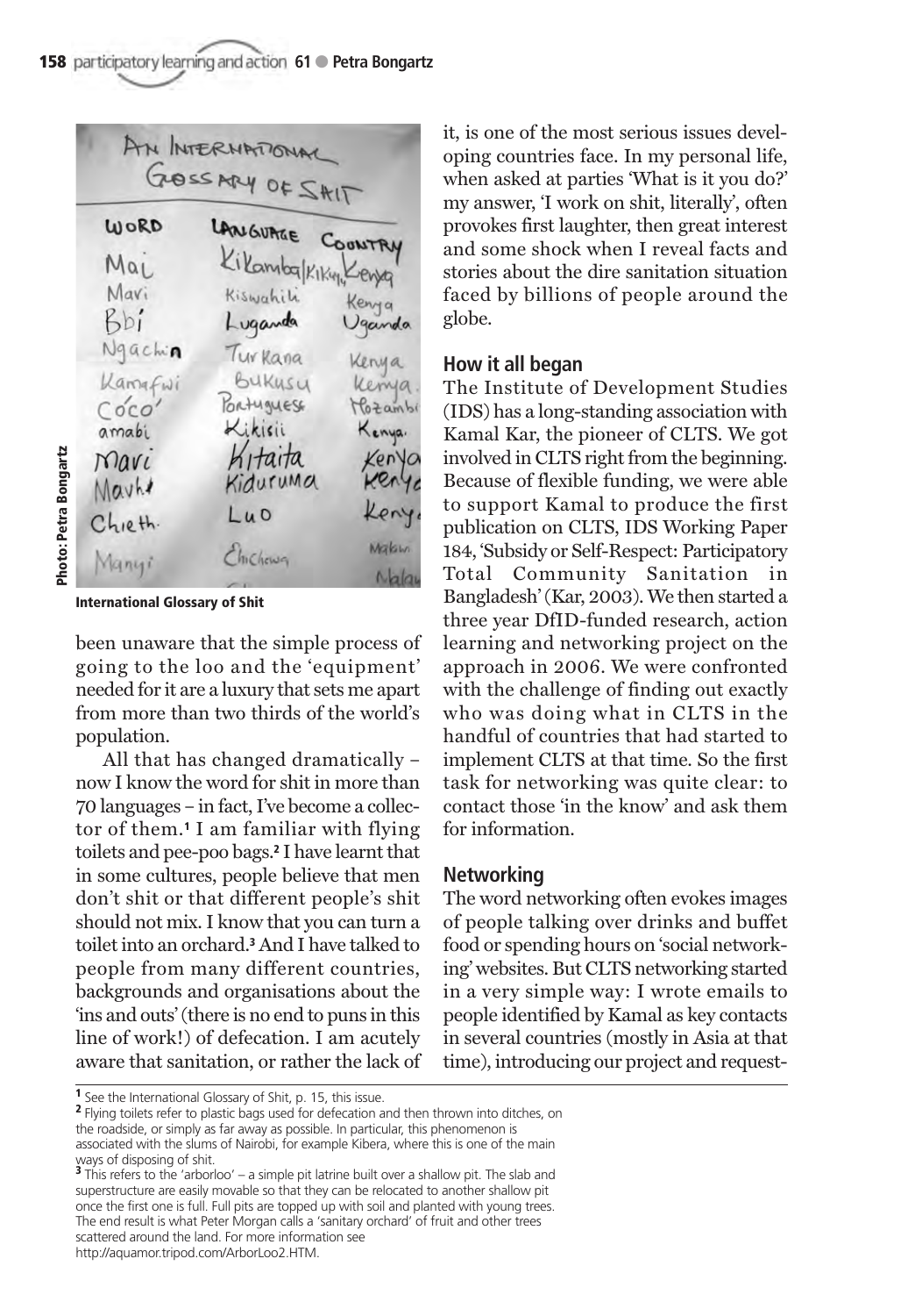International Glossary of Shit

been unaware that the simple process of going to the loo and the 'equipment' needed for it are a luxury that sets me apart from more than two thirds of the world's population.

All that has changed dramatically – now I know the word for shit in more than 70 languages – in fact, I've become a collector of them.[1] I am familiar with flying toilets and pee-poo bags.[2] I have learnt that in some cultures, people believe that men don't shit or that different people's shit should not mix. I know that you can turn a toilet into an orchard.[3] And I have talked to people from many different countries, backgrounds and organisations about the 'ins and outs' (there is no end to puns in this line of work!) of defecation. I am acutely aware that sanitation, or rather the lack of it, is one of the most serious issues developing countries face. In my personal life, when asked at parties 'What is it you do?' my answer, 'I work on shit, literally', often provokes first laughter, then great interest and some shock when I reveal facts and stories about the dire sanitation situation faced by billions of people around the globe.

## How it all began

The Institute of Development Studies (IDS) has a long-standing association with Kamal Kar, the pioneer of CLTS. We got involved in CLTS right from the beginning. Because of flexible funding, we were able to support Kamal to produce the first publication on CLTS, IDS Working Paper 184, 'Subsidy or Self-Respect: Participatory Total Community Sanitation in Bangladesh' (Kar, 2003). We then started a three year DfID-funded research, action learning and networking project on the approach in 2006. We were confronted with the challenge of finding out exactly who was doing what in CLTS in the handful of countries that had started to implement CLTS at that time. So the first task for networking was quite clear: to contact those 'in the know' and ask them for information.

## Networking

The word networking often evokes images of people talking over drinks and buffet food or spending hours on 'social networking' websites. But CLTS networking started in a very simple way: I wrote emails to people identified by Kamal as key contacts in several countries (mostly in Asia at that time), introducing our project and request-

---

[1] See the International Glossary of Shit, p. 15, this issue.

[2] Flying toilets refer to plastic bags used for defecation and then thrown into ditches, on the roadside, or simply as far away as possible. In particular, this phenomenon is associated with the slums of Nairobi, for example Kibera, where this is one of the main ways of disposing of shit.

[3] This refers to the 'arborloo' – a simple pit latrine built over a shallow pit. The slab and superstructure are easily movable so that they can be relocated to another shallow pit once the first one is full. Full pits are topped up with soil and planted with young trees. The end result is what Peter Morgan calls a 'sanitary orchard' of fruit and other trees scattered around the land. For more information see http://aquamor.tripod.com/ArborLoo2.HTM.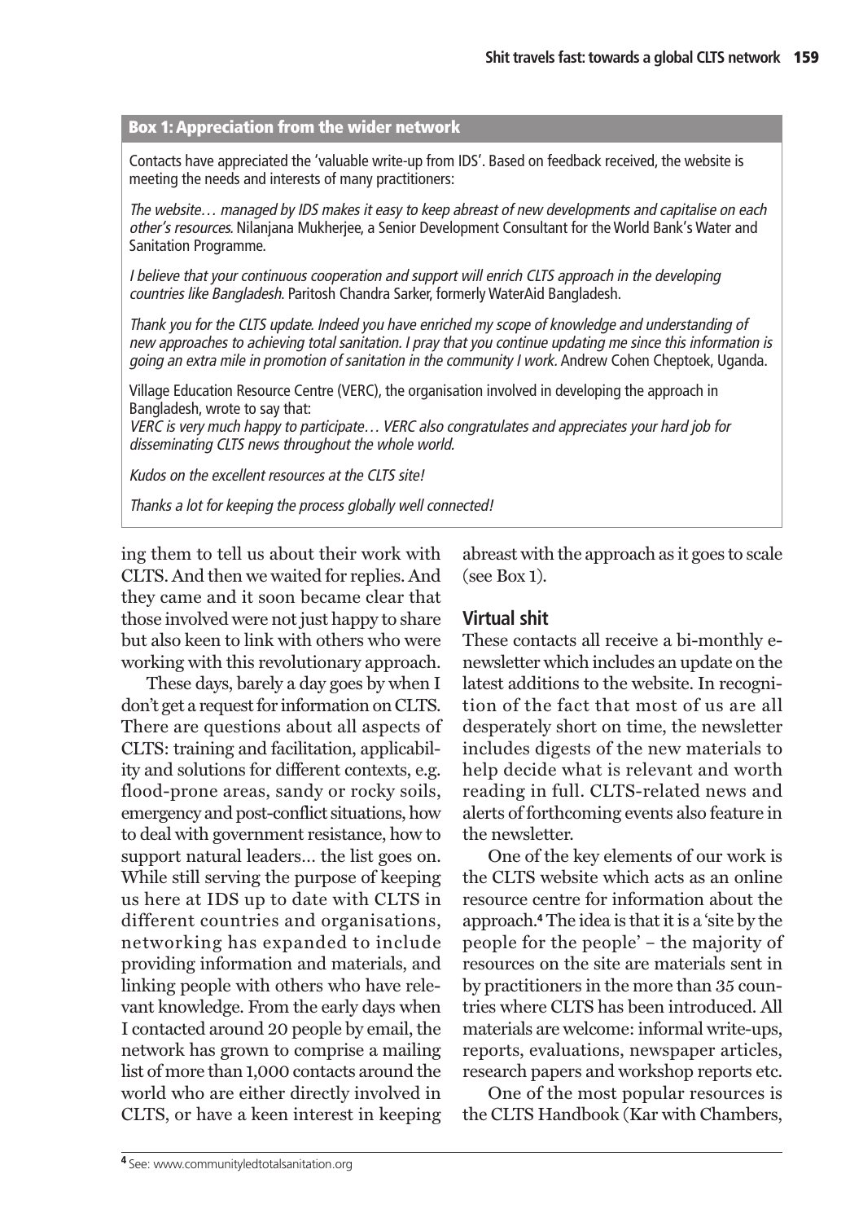**Box 1: Appreciation from the wider network**

Contacts have appreciated the 'valuable write-up from IDS'. Based on feedback received, the website is meeting the needs and interests of many practitioners:

*The website… managed by IDS makes it easy to keep abreast of new developments and capitalise on each other's resources.* Nilanjana Mukherjee, a Senior Development Consultant for the World Bank's Water and Sanitation Programme.

*I believe that your continuous cooperation and support will enrich CLTS approach in the developing countries like Bangladesh.* Paritosh Chandra Sarker, formerly WaterAid Bangladesh.

*Thank you for the CLTS update. Indeed you have enriched my scope of knowledge and understanding of new approaches to achieving total sanitation. I pray that you continue updating me since this information is going an extra mile in promotion of sanitation in the community I work.* Andrew Cohen Cheptoek, Uganda.

Village Education Resource Centre (VERC), the organisation involved in developing the approach in Bangladesh, wrote to say that:
*VERC is very much happy to participate… VERC also congratulates and appreciates your hard job for disseminating CLTS news throughout the whole world.*

*Kudos on the excellent resources at the CLTS site!*

*Thanks a lot for keeping the process globally well connected!*

ing them to tell us about their work with CLTS. And then we waited for replies. And they came and it soon became clear that those involved were not just happy to share but also keen to link with others who were working with this revolutionary approach.

These days, barely a day goes by when I don't get a request for information on CLTS. There are questions about all aspects of CLTS: training and facilitation, applicability and solutions for different contexts, e.g. flood-prone areas, sandy or rocky soils, emergency and post-conflict situations, how to deal with government resistance, how to support natural leaders… the list goes on. While still serving the purpose of keeping us here at IDS up to date with CLTS in different countries and organisations, networking has expanded to include providing information and materials, and linking people with others who have relevant knowledge. From the early days when I contacted around 20 people by email, the network has grown to comprise a mailing list of more than 1,000 contacts around the world who are either directly involved in CLTS, or have a keen interest in keeping abreast with the approach as it goes to scale (see Box 1).

## Virtual shit

These contacts all receive a bi-monthly e-newsletter which includes an update on the latest additions to the website. In recognition of the fact that most of us are all desperately short on time, the newsletter includes digests of the new materials to help decide what is relevant and worth reading in full. CLTS-related news and alerts of forthcoming events also feature in the newsletter.

One of the key elements of our work is the CLTS website which acts as an online resource centre for information about the approach.[4] The idea is that it is a 'site by the people for the people' – the majority of resources on the site are materials sent in by practitioners in the more than 35 countries where CLTS has been introduced. All materials are welcome: informal write-ups, reports, evaluations, newspaper articles, research papers and workshop reports etc.

One of the most popular resources is the CLTS Handbook (Kar with Chambers,

[4] See: www.communityledtotalsanitation.org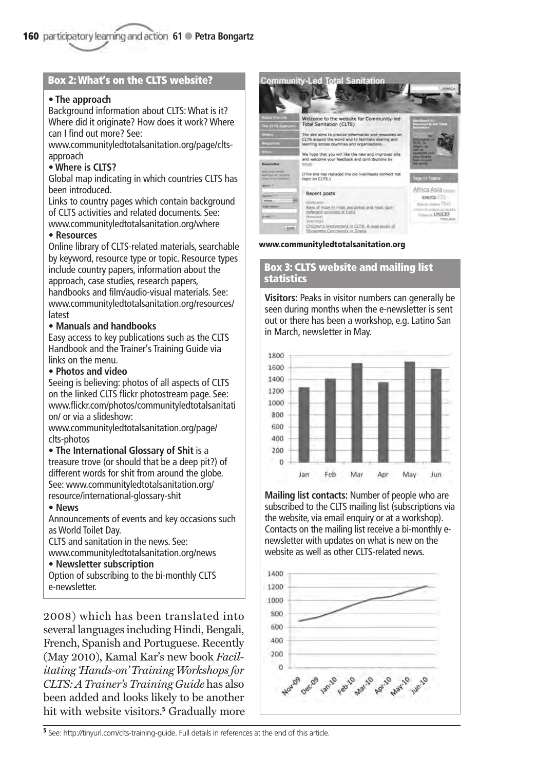## Box 2: What's on the CLTS website?

- **The approach**
  Background information about CLTS: What is it? Where did it originate? How does it work? Where can I find out more? See: www.communityledtotalsanitation.org/page/clts-approach
- **Where is CLTS?**
  Global map indicating in which countries CLTS has been introduced.
  Links to country pages which contain background of CLTS activities and related documents. See: www.communityledtotalsanitation.org/where
- **Resources**
  Online library of CLTS-related materials, searchable by keyword, resource type or topic. Resource types include country papers, information about the approach, case studies, research papers, handbooks and film/audio-visual materials. See: www.communityledtotalsanitation.org/resources/latest
- **Manuals and handbooks**
  Easy access to key publications such as the CLTS Handbook and the Trainer's Training Guide via links on the menu.
- **Photos and video**
  Seeing is believing: photos of all aspects of CLTS on the linked CLTS flickr photostream page. See: www.flickr.com/photos/communityledtotalsanitation/ or via a slideshow: www.communityledtotalsanitation.org/page/clts-photos
- **The International Glossary of Shit** is a treasure trove (or should that be a deep pit?) of different words for shit from around the globe. See: www.communityledtotalsanitation.org/resource/international-glossary-shit
- **News**
  Announcements of events and key occasions such as World Toilet Day.
  CLTS and sanitation in the news. See: www.communityledtotalsanitation.org/news
- **Newsletter subscription**
  Option of subscribing to the bi-monthly CLTS e-newsletter.

2008) which has been translated into several languages including Hindi, Bengali, French, Spanish and Portuguese. Recently (May 2010), Kamal Kar's new book *Facilitating 'Hands-on' Training Workshops for CLTS: A Trainer's Training Guide* has also been added and looks likely to be another hit with website visitors.[5] Gradually more

**www.communityledtotalsanitation.org**

## Box 3: CLTS website and mailing list statistics

**Visitors:** Peaks in visitor numbers can generally be seen during months when the e-newsletter is sent out or there has been a workshop, e.g. Latino San in March, newsletter in May.

**Mailing list contacts:** Number of people who are subscribed to the CLTS mailing list (subscriptions via the website, via email enquiry or at a workshop). Contacts on the mailing list receive a bi-monthly e-newsletter with updates on what is new on the website as well as other CLTS-related news.

[5] See: http://tinyurl.com/clts-training-guide. Full details in references at the end of this article.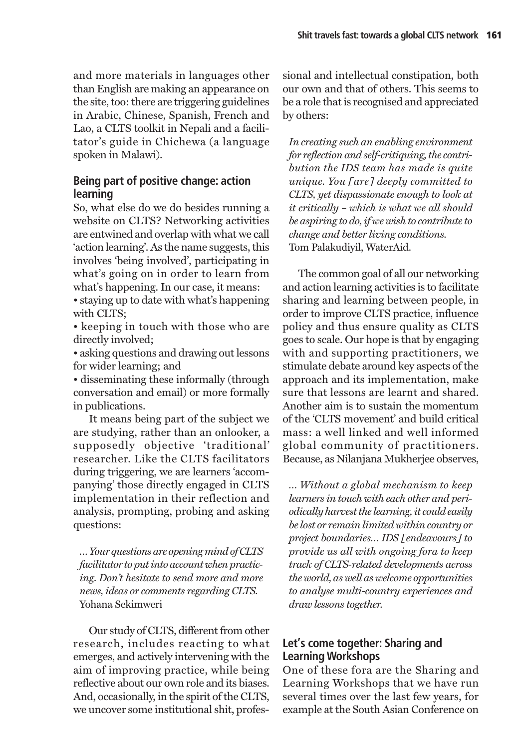and more materials in languages other than English are making an appearance on the site, too: there are triggering guidelines in Arabic, Chinese, Spanish, French and Lao, a CLTS toolkit in Nepali and a facilitator's guide in Chichewa (a language spoken in Malawi).

## Being part of positive change: action learning

So, what else do we do besides running a website on CLTS? Networking activities are entwined and overlap with what we call 'action learning'. As the name suggests, this involves 'being involved', participating in what's going on in order to learn from what's happening. In our case, it means:

- staying up to date with what's happening with CLTS;
- keeping in touch with those who are directly involved;
- asking questions and drawing out lessons for wider learning; and
- disseminating these informally (through conversation and email) or more formally in publications.

It means being part of the subject we are studying, rather than an onlooker, a supposedly objective 'traditional' researcher. Like the CLTS facilitators during triggering, we are learners 'accompanying' those directly engaged in CLTS implementation in their reflection and analysis, prompting, probing and asking questions:

> *... Your questions are opening mind of CLTS facilitator to put into account when practicing. Don't hesitate to send more and more news, ideas or comments regarding CLTS.*
> Yohana Sekimweri

Our study of CLTS, different from other research, includes reacting to what emerges, and actively intervening with the aim of improving practice, while being reflective about our own role and its biases. And, occasionally, in the spirit of the CLTS, we uncover some institutional shit, professional and intellectual constipation, both our own and that of others. This seems to be a role that is recognised and appreciated by others:

> *In creating such an enabling environment for reflection and self-critiquing, the contribution the IDS team has made is quite unique. You [are] deeply committed to CLTS, yet dispassionate enough to look at it critically – which is what we all should be aspiring to do, if we wish to contribute to change and better living conditions.*
> Tom Palakudiyil, WaterAid.

The common goal of all our networking and action learning activities is to facilitate sharing and learning between people, in order to improve CLTS practice, influence policy and thus ensure quality as CLTS goes to scale. Our hope is that by engaging with and supporting practitioners, we stimulate debate around key aspects of the approach and its implementation, make sure that lessons are learnt and shared. Another aim is to sustain the momentum of the 'CLTS movement' and build critical mass: a well linked and well informed global community of practitioners. Because, as Nilanjana Mukherjee observes,

> *... Without a global mechanism to keep learners in touch with each other and periodically harvest the learning, it could easily be lost or remain limited within country or project boundaries... IDS [endeavours] to provide us all with ongoing fora to keep track of CLTS-related developments across the world, as well as welcome opportunities to analyse multi-country experiences and draw lessons together.*

## Let's come together: Sharing and Learning Workshops

One of these fora are the Sharing and Learning Workshops that we have run several times over the last few years, for example at the South Asian Conference on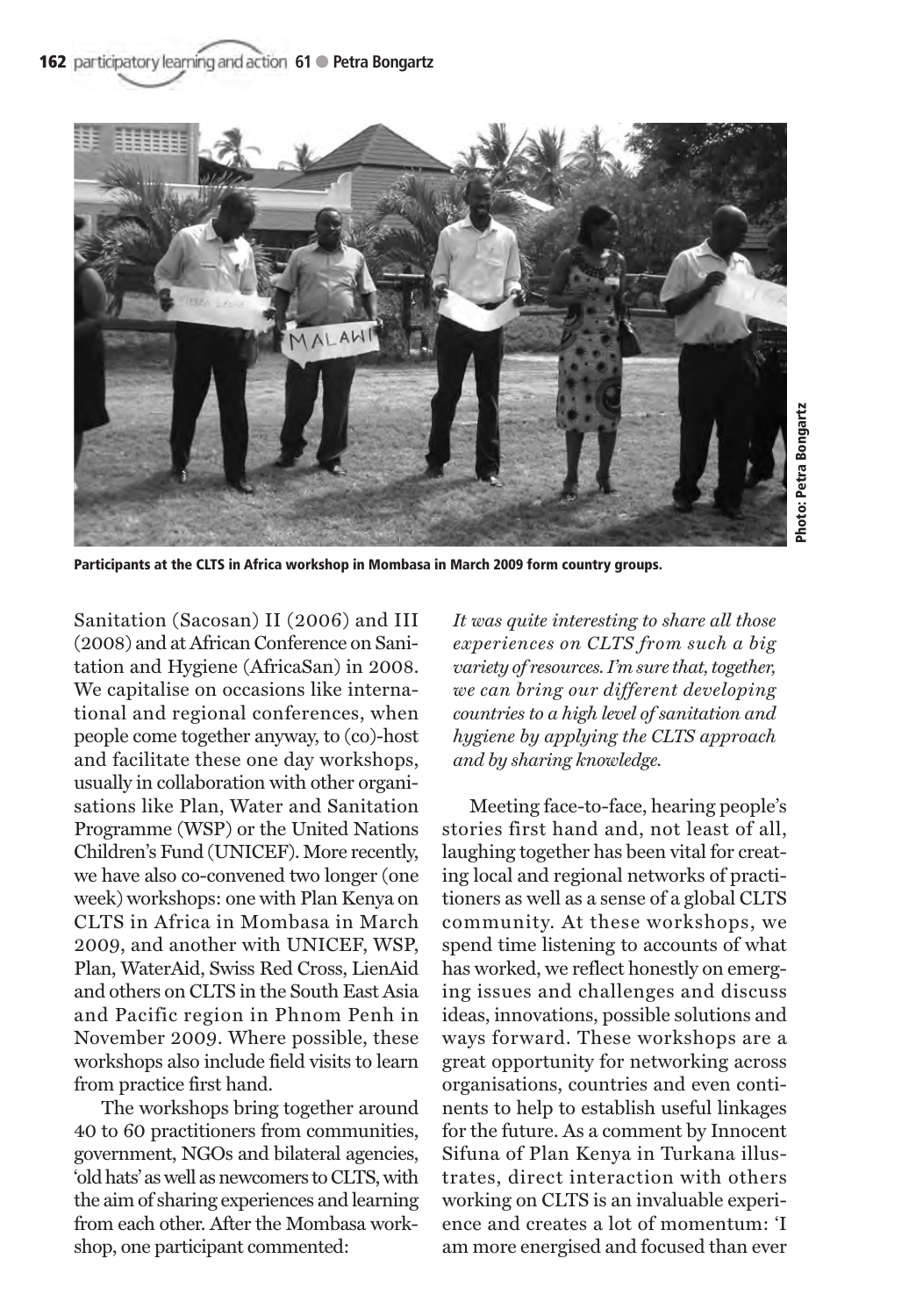Participants at the CLTS in Africa workshop in Mombasa in March 2009 form country groups.

Photo: Petra Bongartz

Sanitation (Sacosan) II (2006) and III (2008) and at African Conference on Sanitation and Hygiene (AfricaSan) in 2008. We capitalise on occasions like international and regional conferences, when people come together anyway, to (co)-host and facilitate these one day workshops, usually in collaboration with other organisations like Plan, Water and Sanitation Programme (WSP) or the United Nations Children's Fund (UNICEF). More recently, we have also co-convened two longer (one week) workshops: one with Plan Kenya on CLTS in Africa in Mombasa in March 2009, and another with UNICEF, WSP, Plan, WaterAid, Swiss Red Cross, LienAid and others on CLTS in the South East Asia and Pacific region in Phnom Penh in November 2009. Where possible, these workshops also include field visits to learn from practice first hand.

The workshops bring together around 40 to 60 practitioners from communities, government, NGOs and bilateral agencies, 'old hats' as well as newcomers to CLTS, with the aim of sharing experiences and learning from each other. After the Mombasa workshop, one participant commented:

*It was quite interesting to share all those experiences on CLTS from such a big variety of resources. I'm sure that, together, we can bring our different developing countries to a high level of sanitation and hygiene by applying the CLTS approach and by sharing knowledge.*

Meeting face-to-face, hearing people's stories first hand and, not least of all, laughing together has been vital for creating local and regional networks of practitioners as well as a sense of a global CLTS community. At these workshops, we spend time listening to accounts of what has worked, we reflect honestly on emerging issues and challenges and discuss ideas, innovations, possible solutions and ways forward. These workshops are a great opportunity for networking across organisations, countries and even continents to help to establish useful linkages for the future. As a comment by Innocent Sifuna of Plan Kenya in Turkana illustrates, direct interaction with others working on CLTS is an invaluable experience and creates a lot of momentum: 'I am more energised and focused than ever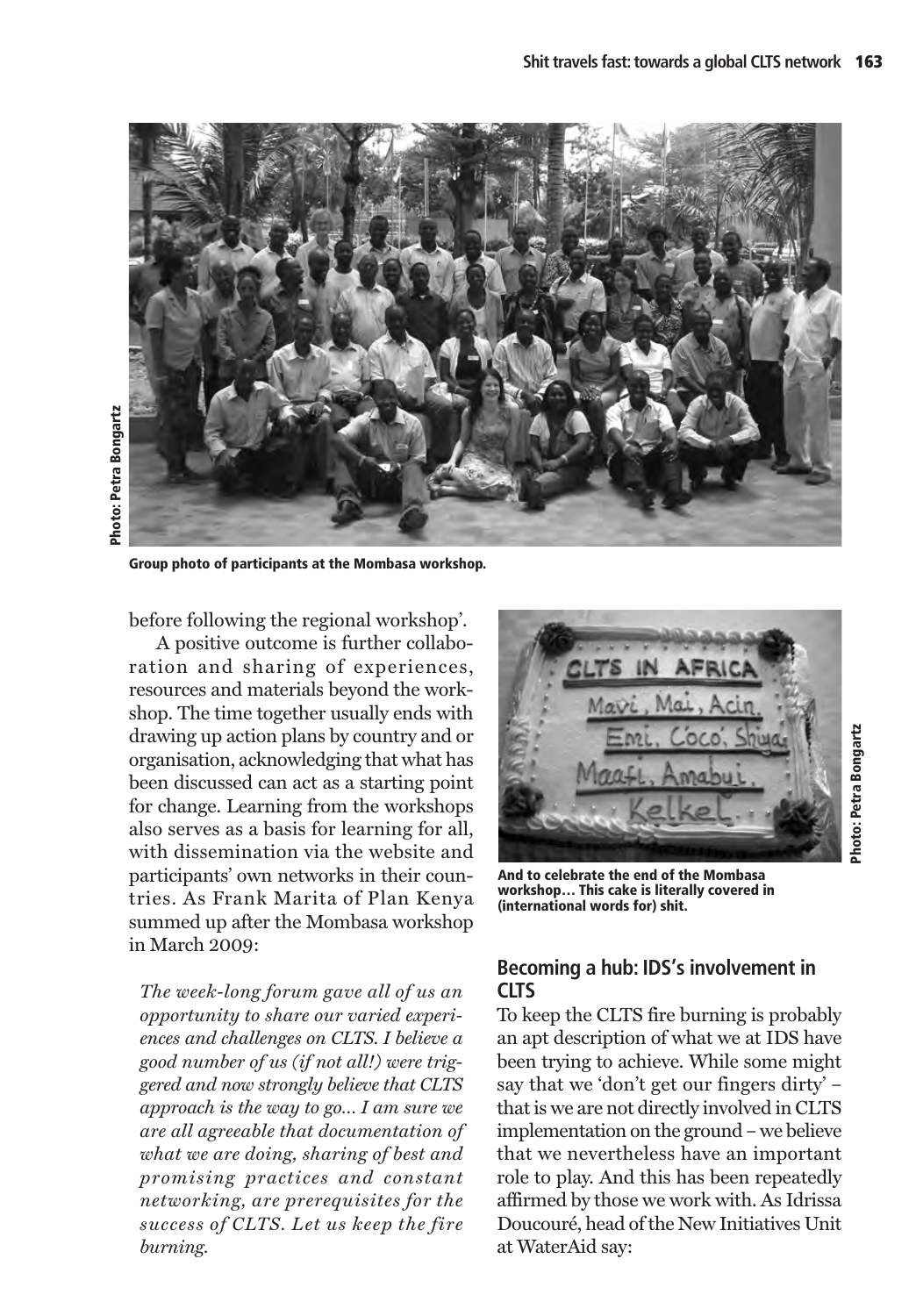Group photo of participants at the Mombasa workshop.

before following the regional workshop'.

A positive outcome is further collaboration and sharing of experiences, resources and materials beyond the workshop. The time together usually ends with drawing up action plans by country and or organisation, acknowledging that what has been discussed can act as a starting point for change. Learning from the workshops also serves as a basis for learning for all, with dissemination via the website and participants' own networks in their countries. As Frank Marita of Plan Kenya summed up after the Mombasa workshop in March 2009:

*The week-long forum gave all of us an opportunity to share our varied experiences and challenges on CLTS. I believe a good number of us (if not all!) were triggered and now strongly believe that CLTS approach is the way to go... I am sure we are all agreeable that documentation of what we are doing, sharing of best and promising practices and constant networking, are prerequisites for the success of CLTS. Let us keep the fire burning.*

**And to celebrate the end of the Mombasa workshop… This cake is literally covered in (international words for) shit.**

## Becoming a hub: IDS's involvement in CLTS

To keep the CLTS fire burning is probably an apt description of what we at IDS have been trying to achieve. While some might say that we 'don't get our fingers dirty' – that is we are not directly involved in CLTS implementation on the ground – we believe that we nevertheless have an important role to play. And this has been repeatedly affirmed by those we work with. As Idrissa Doucouré, head of the New Initiatives Unit at WaterAid say: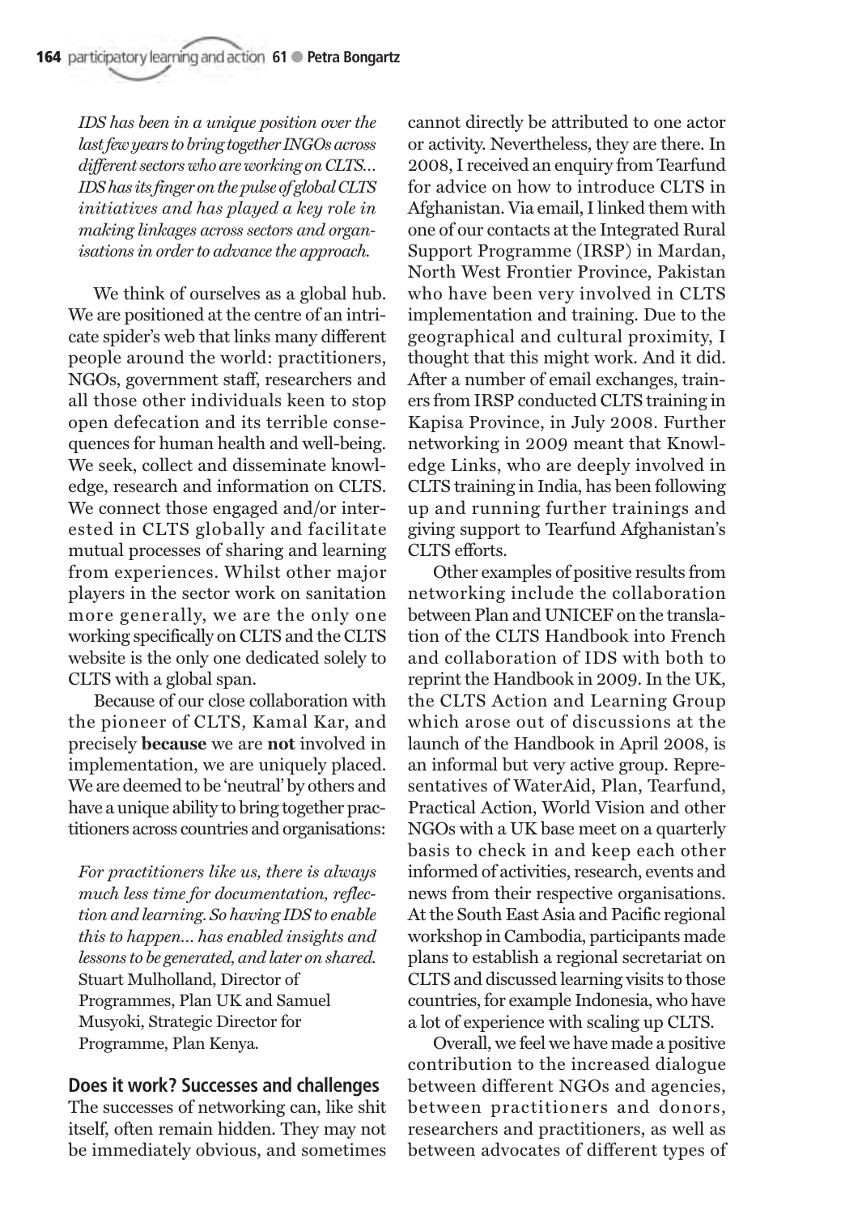*IDS has been in a unique position over the last few years to bring together INGOs across different sectors who are working on CLTS… IDS has its finger on the pulse of global CLTS initiatives and has played a key role in making linkages across sectors and organisations in order to advance the approach.*

We think of ourselves as a global hub. We are positioned at the centre of an intricate spider's web that links many different people around the world: practitioners, NGOs, government staff, researchers and all those other individuals keen to stop open defecation and its terrible consequences for human health and well-being. We seek, collect and disseminate knowledge, research and information on CLTS. We connect those engaged and/or interested in CLTS globally and facilitate mutual processes of sharing and learning from experiences. Whilst other major players in the sector work on sanitation more generally, we are the only one working specifically on CLTS and the CLTS website is the only one dedicated solely to CLTS with a global span.

Because of our close collaboration with the pioneer of CLTS, Kamal Kar, and precisely **because** we are **not** involved in implementation, we are uniquely placed. We are deemed to be 'neutral' by others and have a unique ability to bring together practitioners across countries and organisations:

*For practitioners like us, there is always much less time for documentation, reflection and learning. So having IDS to enable this to happen… has enabled insights and lessons to be generated, and later on shared.* Stuart Mulholland, Director of Programmes, Plan UK and Samuel Musyoki, Strategic Director for Programme, Plan Kenya.

## Does it work? Successes and challenges

The successes of networking can, like shit itself, often remain hidden. They may not be immediately obvious, and sometimes cannot directly be attributed to one actor or activity. Nevertheless, they are there. In 2008, I received an enquiry from Tearfund for advice on how to introduce CLTS in Afghanistan. Via email, I linked them with one of our contacts at the Integrated Rural Support Programme (IRSP) in Mardan, North West Frontier Province, Pakistan who have been very involved in CLTS implementation and training. Due to the geographical and cultural proximity, I thought that this might work. And it did. After a number of email exchanges, trainers from IRSP conducted CLTS training in Kapisa Province, in July 2008. Further networking in 2009 meant that Knowledge Links, who are deeply involved in CLTS training in India, has been following up and running further trainings and giving support to Tearfund Afghanistan's CLTS efforts.

Other examples of positive results from networking include the collaboration between Plan and UNICEF on the translation of the CLTS Handbook into French and collaboration of IDS with both to reprint the Handbook in 2009. In the UK, the CLTS Action and Learning Group which arose out of discussions at the launch of the Handbook in April 2008, is an informal but very active group. Representatives of WaterAid, Plan, Tearfund, Practical Action, World Vision and other NGOs with a UK base meet on a quarterly basis to check in and keep each other informed of activities, research, events and news from their respective organisations. At the South East Asia and Pacific regional workshop in Cambodia, participants made plans to establish a regional secretariat on CLTS and discussed learning visits to those countries, for example Indonesia, who have a lot of experience with scaling up CLTS.

Overall, we feel we have made a positive contribution to the increased dialogue between different NGOs and agencies, between practitioners and donors, researchers and practitioners, as well as between advocates of different types of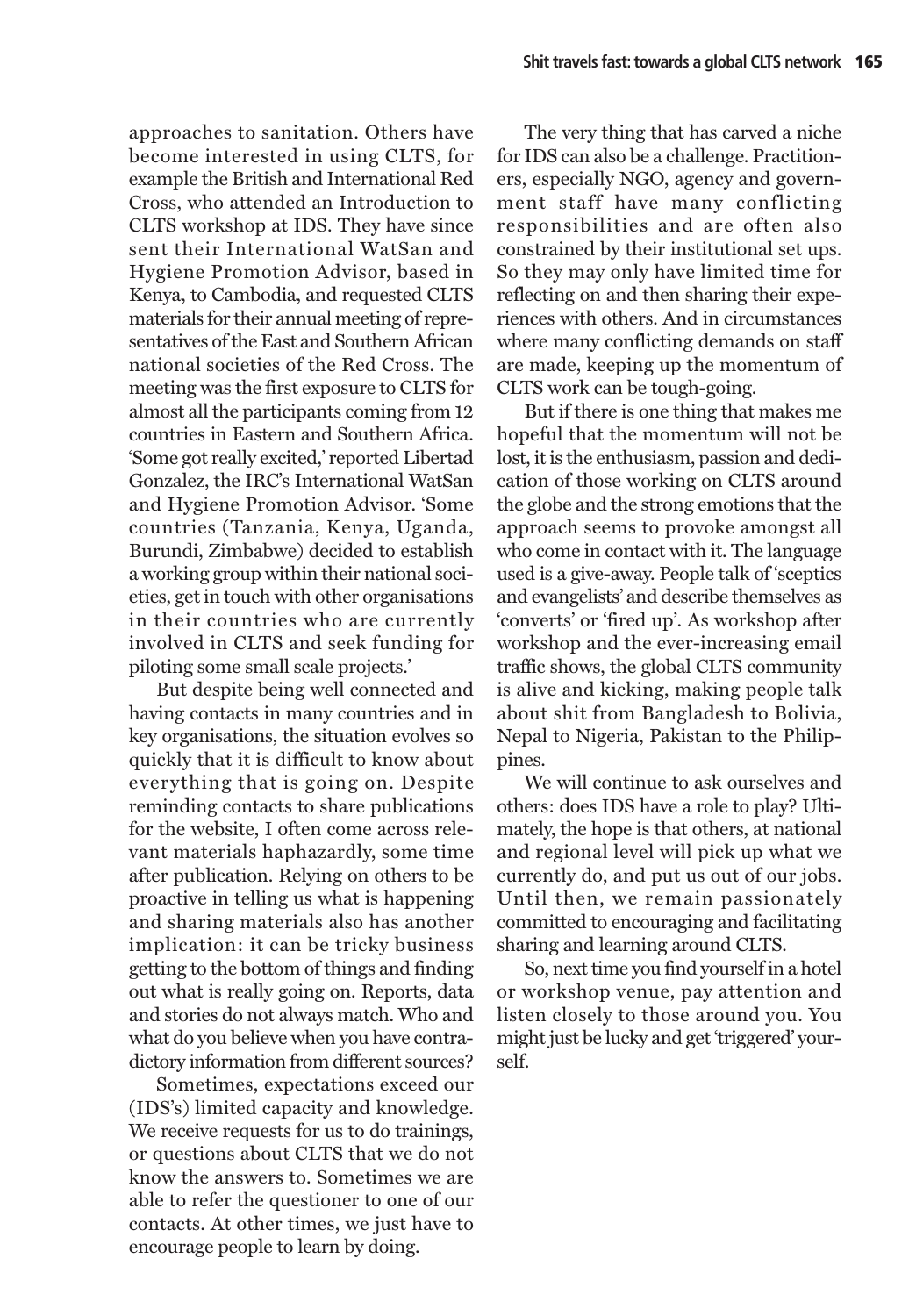approaches to sanitation. Others have become interested in using CLTS, for example the British and International Red Cross, who attended an Introduction to CLTS workshop at IDS. They have since sent their International WatSan and Hygiene Promotion Advisor, based in Kenya, to Cambodia, and requested CLTS materials for their annual meeting of representatives of the East and Southern African national societies of the Red Cross. The meeting was the first exposure to CLTS for almost all the participants coming from 12 countries in Eastern and Southern Africa. 'Some got really excited,' reported Libertad Gonzalez, the IRC's International WatSan and Hygiene Promotion Advisor. 'Some countries (Tanzania, Kenya, Uganda, Burundi, Zimbabwe) decided to establish a working group within their national societies, get in touch with other organisations in their countries who are currently involved in CLTS and seek funding for piloting some small scale projects.'

But despite being well connected and having contacts in many countries and in key organisations, the situation evolves so quickly that it is difficult to know about everything that is going on. Despite reminding contacts to share publications for the website, I often come across relevant materials haphazardly, some time after publication. Relying on others to be proactive in telling us what is happening and sharing materials also has another implication: it can be tricky business getting to the bottom of things and finding out what is really going on. Reports, data and stories do not always match. Who and what do you believe when you have contradictory information from different sources?

Sometimes, expectations exceed our (IDS's) limited capacity and knowledge. We receive requests for us to do trainings, or questions about CLTS that we do not know the answers to. Sometimes we are able to refer the questioner to one of our contacts. At other times, we just have to encourage people to learn by doing.

The very thing that has carved a niche for IDS can also be a challenge. Practitioners, especially NGO, agency and government staff have many conflicting responsibilities and are often also constrained by their institutional set ups. So they may only have limited time for reflecting on and then sharing their experiences with others. And in circumstances where many conflicting demands on staff are made, keeping up the momentum of CLTS work can be tough-going.

But if there is one thing that makes me hopeful that the momentum will not be lost, it is the enthusiasm, passion and dedication of those working on CLTS around the globe and the strong emotions that the approach seems to provoke amongst all who come in contact with it. The language used is a give-away. People talk of 'sceptics and evangelists' and describe themselves as 'converts' or 'fired up'. As workshop after workshop and the ever-increasing email traffic shows, the global CLTS community is alive and kicking, making people talk about shit from Bangladesh to Bolivia, Nepal to Nigeria, Pakistan to the Philippines.

We will continue to ask ourselves and others: does IDS have a role to play? Ultimately, the hope is that others, at national and regional level will pick up what we currently do, and put us out of our jobs. Until then, we remain passionately committed to encouraging and facilitating sharing and learning around CLTS.

So, next time you find yourself in a hotel or workshop venue, pay attention and listen closely to those around you. You might just be lucky and get 'triggered' yourself.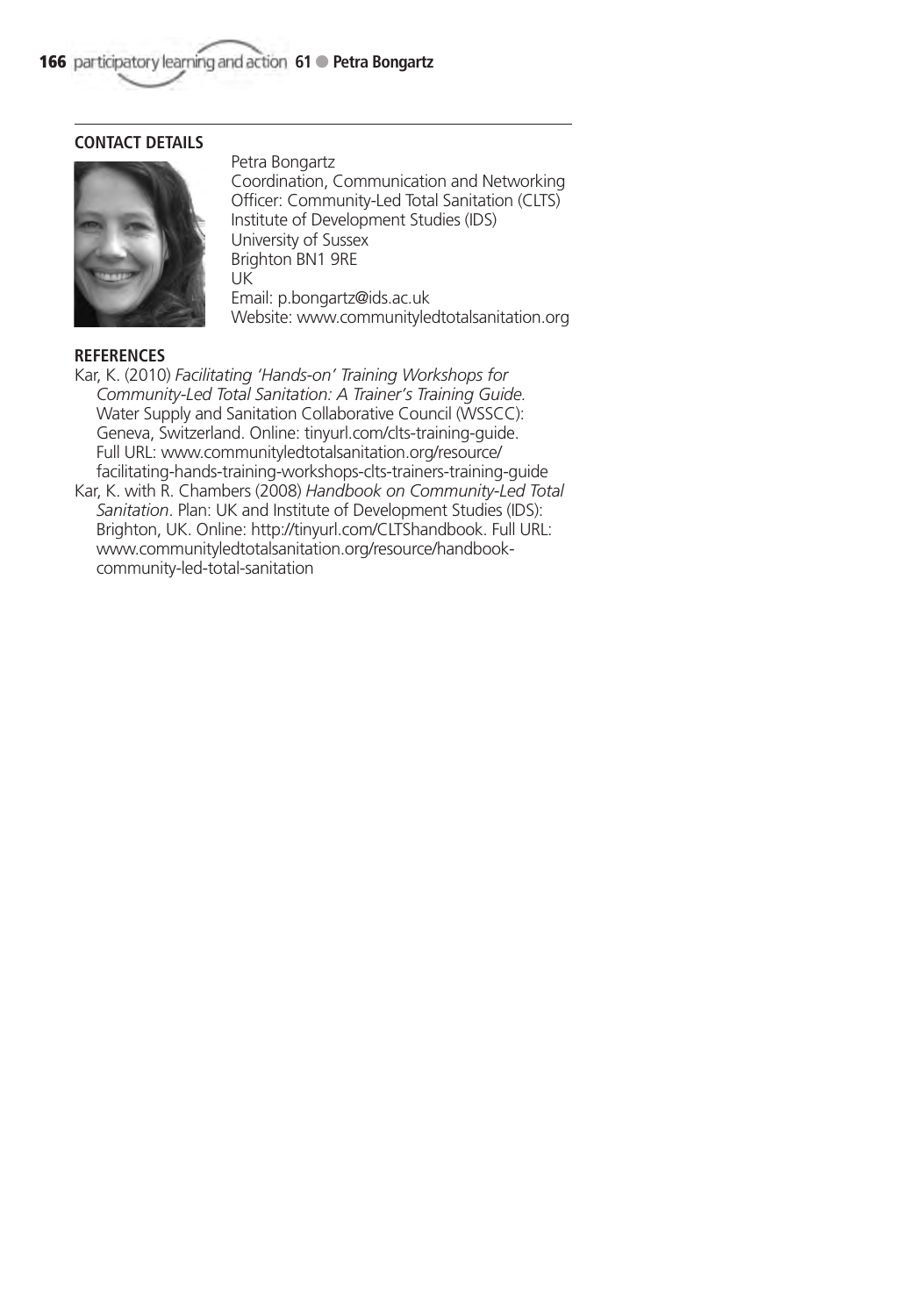## CONTACT DETAILS

Petra Bongartz
Coordination, Communication and Networking Officer: Community-Led Total Sanitation (CLTS)
Institute of Development Studies (IDS)
University of Sussex
Brighton BN1 9RE
UK
Email: p.bongartz@ids.ac.uk
Website: www.communityledtotalsanitation.org

## REFERENCES

Kar, K. (2010) *Facilitating 'Hands-on' Training Workshops for Community-Led Total Sanitation: A Trainer's Training Guide.* Water Supply and Sanitation Collaborative Council (WSSCC): Geneva, Switzerland. Online: tinyurl.com/clts-training-guide. Full URL: www.communityledtotalsanitation.org/resource/facilitating-hands-training-workshops-clts-trainers-training-guide

Kar, K. with R. Chambers (2008) *Handbook on Community-Led Total Sanitation*. Plan: UK and Institute of Development Studies (IDS): Brighton, UK. Online: http://tinyurl.com/CLTShandbook. Full URL: www.communityledtotalsanitation.org/resource/handbook-community-led-total-sanitation